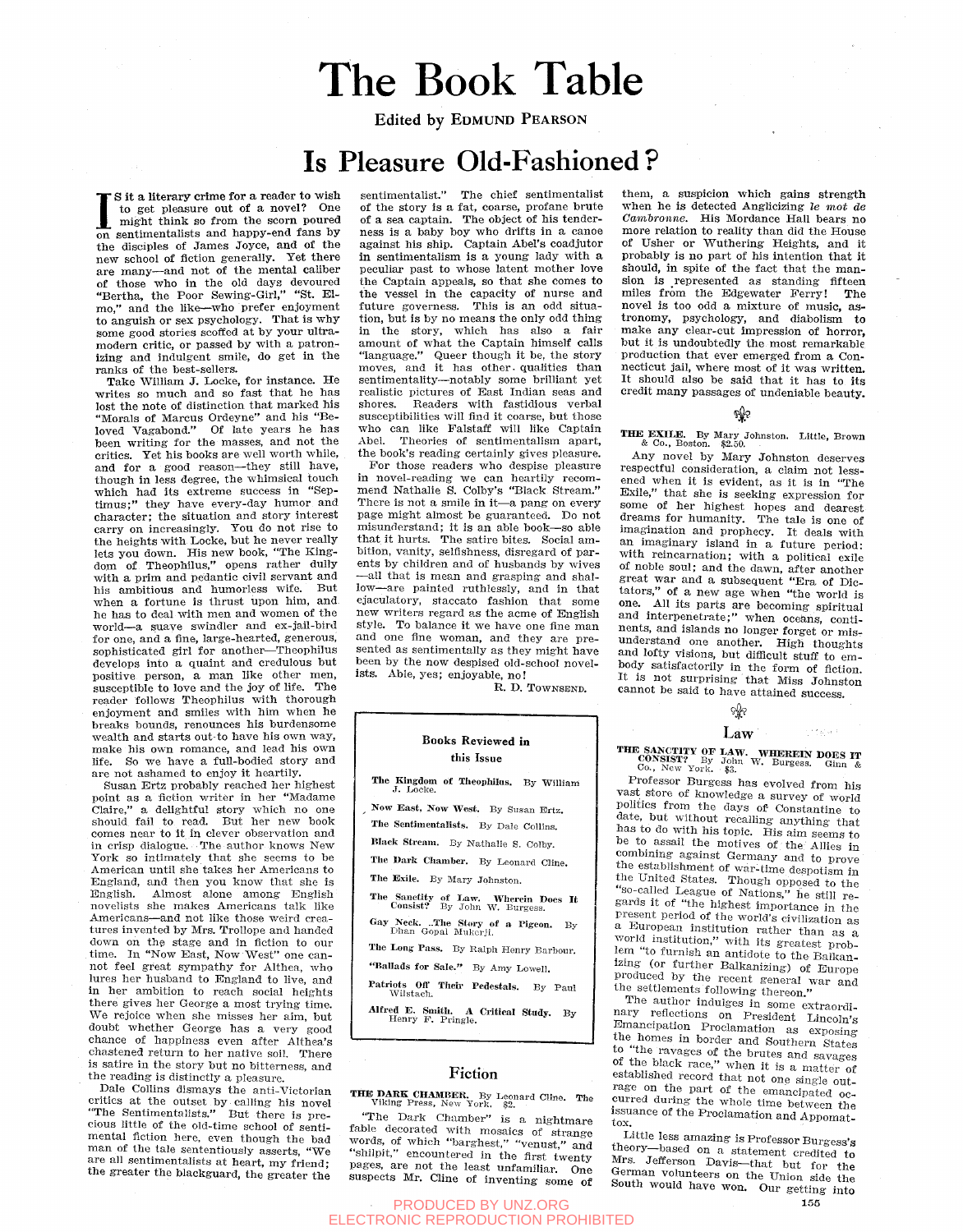# The Book Table

Edited by EDMUND PEARSON

## Is Pleasure Old-Fashioned?

IS it a literary crime for a reader to wish to get pleasure out of a novel? One might think so from the scorn poured on sentimentalists and happy-end fans by the disciples of James Joyce, and of the new school of fiction generally. Yet there are many—and not of the mental caliber of those who in the old days devoured "Bertha, the Poor Sewing-Girl," "St. Elmo," and the like—who prefer enjoyment to anguish or sex psychology. That is why some good stories scoffed at by your ultra-modern critic, or passed by with a patronizing and indulgent smile, do get in the ranks of the best-sellers.

Take William J. Locke, for instance. He writes so much and so fast that he has lost the note of distinction that marked his "Morals of Marcus Ordeyne" and his "Beloved Vagabond." Of late years he has been writing for the masses, and not the critics. Yet his books are well worth while, and for a good reason—they still have, though in less degree, the whimsical touch which had its extreme success in "Septimus;" they have every-day humor and character; the situation and story interest carry on increasingly. You do not rise to the heights with Locke, but he never really lets you down. His new book, "The Kingdom of Theophilus," opens rather dully with a prim and pedantic civil servant and his ambitious and humorless wife. But when a fortune is thrust upon him, and he has to deal with men and women of the world—a suave swindler and ex-jail-bird for one, and a fine, large-hearted, generous, sophisticated girl for another—Theophilus develops into a quaint and credulous but positive person, a man like other men, susceptible to love and the joy of life. The reader follows Theophilus with thorough enjoyment and smiles with him when he breaks bounds, renounces his burdensome wealth and starts out to have his own way, make his own romance, and lead his own life. So we have a full-bodied story and are not ashamed to enjoy it heartily.

Susan Ertz probably reached her highest point as a fiction writer in her "Madame Claire," a delightful story which no one should fail to read. But her new book comes near to it in clever observation and in crisp dialogue. The author knows New York so intimately that she seems to be American until she takes her Americans to England, and then you know that she is English. Almost alone among English novelists she makes Americans talk like Americans—and not like those weird creatures invented by Mrs. Trollope and handed down on the stage and in fiction to our time. In "Now East, Now West" one cannot feel great sympathy for Althea, who lures her husband to England to live, and in her ambition to reach social heights there gives her George a most trying time. We rejoice when she misses her aim, but doubt whether George has a very good chance of happiness even after Althea's chastened return to her native soil. There is satire in the story but no bitterness, and the reading is distinctly a pleasure.

Dale Collins dismays the anti-Victorian critics at the outset by calling his novel "The Sentimentalists." But there is precious little of the old-time school of sentimental fiction here, even though the bad man of the tale sententiously asserts, "We are all sentimentalists at heart, my friend; the greater the blackguard, the greater the sentimentalist." The chief sentimentalist of the story is a fat, coarse, profane brute of a sea captain. The object of his tenderness is a baby boy who drifts in a canoe against his ship. Captain Abel's coadjutor in sentimentalism is a young lady with a peculiar past to whose latent mother love the Captain appeals, so that she comes to the vessel in the capacity of nurse and future governess. This is an odd situation, but is by no means the only odd thing in the story, which has also a fair amount of what the Captain himself calls "language." Queer though it be, the story moves, and it has other qualities than sentimentality—notably some brilliant yet realistic pictures of East Indian seas and shores. Readers with fastidious verbal susceptibilities will find it coarse, but those who can like Falstaff will like Captain Abel. Theories of sentimentalism apart, the book's reading certainly gives pleasure.

For those readers who despise pleasure in novel-reading we can heartily recommend Nathalie S. Colby's "Black Stream." There is not a smile in it—a pang on every page might almost be guaranteed. Do not misunderstand; it is an able book—so able that it hurts. The satire bites. Social ambition, vanity, selfishness, disregard of parents by children and of husbands by wives—all that is mean and grasping and shallow—are painted ruthlessly, and in that ejaculatory, staccato fashion that some new writers regard as the acme of English style. To balance it we have one fine man and one fine woman, and they are presented as sentimentally as they might have been by the now despised old-school novelists. Able, yes; enjoyable, no!

R. D. TOWNSEND.

---

**Books Reviewed in this Issue**

- The Kingdom of Theophilus. By William J. Locke.
- Now East, Now West. By Susan Ertz.
- The Sentimentalists. By Dale Collins.
- Black Stream. By Nathalie S. Colby.
- The Dark Chamber. By Leonard Cline.
- The Exile. By Mary Johnston.
- The Sanctity of Law. Wherein Does It Consist? By John W. Burgess.
- Gay Neck. The Story of a Pigeon. By Dhan Gopal Mukerji.
- The Long Pass. By Ralph Henry Barbour.
- "Ballads for Sale." By Amy Lowell.
- Patriots Off Their Pedestals. By Paul Wilstach.
- Alfred E. Smith. A Critical Study. By Henry F. Pringle.

---

### Fiction

**THE DARK CHAMBER.** By Leonard Cline. The Viking Press, New York. $2.

"The Dark Chamber" is a nightmare fable decorated with mosaics of strange words, of which "barghest," "venust," and "shilpit," encountered in the first twenty pages, are not the least unfamiliar. One suspects Mr. Cline of inventing some of them, a suspicion which gains strength when he is detected Anglicizing *le mot de Cambronne*. His Mordance Hall bears no more relation to reality than did the House of Usher or Wuthering Heights, and it probably is no part of his intention that it should, in spite of the fact that the mansion is represented as standing fifteen miles from the Edgewater Ferry! The novel is too odd a mixture of music, astronomy, psychology, and diabolism to make any clear-cut impression of horror, but it is undoubtedly the most remarkable production that ever emerged from a Connecticut jail, where most of it was written. It should also be said that it has to its credit many passages of undeniable beauty.

**THE EXILE.** By Mary Johnston. Little, Brown & Co., Boston. $2.50.

Any novel by Mary Johnston deserves respectful consideration, a claim not lessened when it is evident, as it is in "The Exile," that she is seeking expression for some of her highest hopes and dearest dreams for humanity. The tale is one of imagination and prophecy. It deals with an imaginary island in a future period; with reincarnation; with a political exile of noble soul; and the dawn, after another great war and a subsequent "Era of Dictators," of a new age when "the world is one. All its parts are becoming spiritual and interpenetrate;" when oceans, continents, and islands no longer forget or misunderstand one another. High thoughts and lofty visions, but difficult stuff to embody satisfactorily in the form of fiction. It is not surprising that Miss Johnston cannot be said to have attained success.

### Law

**THE SANCTITY OF LAW. WHEREIN DOES IT CONSIST?** By John W. Burgess. Ginn & Co., New York. $3.

Professor Burgess has evolved from his vast store of knowledge a survey of world politics from the days of Constantine to date, but without recalling anything that has to do with his topic. His aim seems to be to assail the motives of the Allies in combining against Germany and to prove the establishment of war-time despotism in the United States. Though opposed to the "so-called League of Nations," he still regards it of "the highest importance in the present period of the world's civilization as a European institution rather than as a world institution," with its greatest problem "to furnish an antidote to the Balkanizing (or further Balkanizing) of Europe produced by the recent general war and the settlements following thereon."

The author indulges in some extraordinary reflections on President Lincoln's Emancipation Proclamation as exposing the homes in border and Southern States to "the ravages of the brutes and savages of the black race," when it is a matter of established record that not one single outrage on the part of the emancipated occurred during the whole time between the issuance of the Proclamation and Appomattox.

Little less amazing is Professor Burgess's theory—based on a statement credited to Mrs. Jefferson Davis—that but for the German volunteers on the Union side the South would have won. Our getting into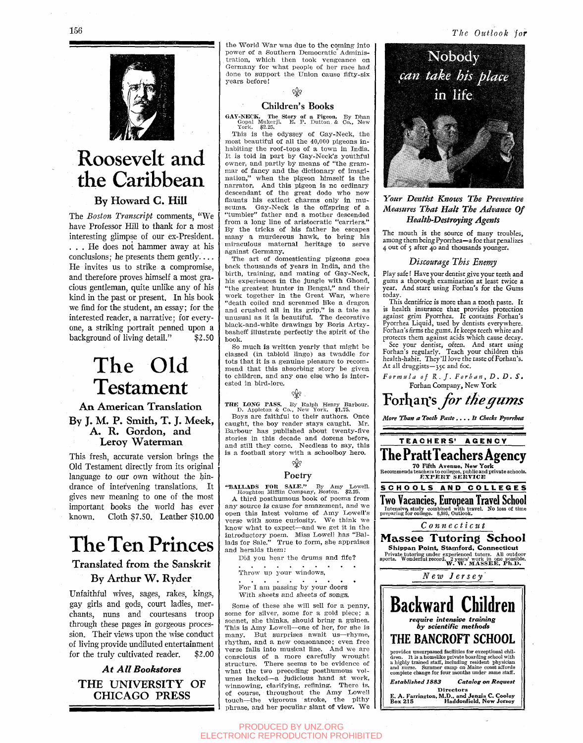# Roosevelt and the Caribbean

### By Howard C. Hill

The *Boston Transcript* comments, "We have Professor Hill to thank for a most interesting glimpse of our ex-President. . . . He does not hammer away at his conclusions; he presents them gently. . . . He invites us to strike a compromise, and therefore proves himself a most gracious gentleman, quite unlike any of his kind in the past or present. In his book we find for the student, an essay; for the interested reader, a narrative; for everyone, a striking portrait penned upon a background of living detail." $2.50

# The Old Testament

### An American Translation

### By J. M. P. Smith, T. J. Meek, A. R. Gordon, and Leroy Waterman

This fresh, accurate version brings the Old Testament directly from its original language to our own without the hindrance of intervening translations. It gives new meaning to one of the most important books the world has ever known. Cloth $7.50. Leather $10.00

# The Ten Princes

### Translated from the Sanskrit

### By Arthur W. Ryder

Unfaithful wives, sages, rakes, kings, gay girls and gods, court ladies, merchants, nuns and courtesans troop through these pages in gorgeous procession. Their views upon the wise conduct of living provide undiluted entertainment for the truly cultivated reader. $2.00

***At All Bookstores***

**THE UNIVERSITY OF CHICAGO PRESS**

---

the World War was due to the coming into power of a Southern Democratic Administration, which then took vengeance on Germany for what people of her race had done to support the Union cause fifty-six years before!

## Children's Books

GAY-NECK. The Story of a Pigeon. By Dhan Gopal Mukerji. E. P. Dutton & Co., New York. $2.25.

This is the odyssey of Gay-Neck, the most beautiful of all the 40,000 pigeons inhabiting the roof-tops of a town in India. It is told in part by Gay-Neck's youthful owner, and partly by means of "the grammar of fancy and the dictionary of imagination," when the pigeon himself is the narrator. And this pigeon is no ordinary descendant of the great dodo who now flaunts his extinct charms only in museums. Gay-Neck is the offspring of a "tumbler" father and a mother descended from a long line of aristocratic "carriers." By the tricks of his father he escapes many a murderous hawk, to bring his miraculous maternal heritage to serve against Germany.

The art of domesticating pigeons goes back thousands of years in India, and the birth, training, and mating of Gay-Neck, his experiences in the jungle with Ghond, "the greatest hunter in Bengal," and their work together in the Great War, where "death coiled and screamed like a dragon and crushed all in its grip," is a tale as unusual as it is beautiful. The decorative black-and-white drawings by Boris Artzybasheff illustrate perfectly the spirit of the book.

So much is written yearly that might be classed (in tabloid lingo) as twaddle for tots that it is a genuine pleasure to recommend that this absorbing story be given to children, and any one else who is interested in bird-lore.

THE LONG PASS. By Ralph Henry Barbour. D. Appleton & Co., New York. $1.75.

Boys are faithful to their authors. Once caught, the boy reader stays caught. Mr. Barbour has published about twenty-five stories in this decade and dozens before, and still they come. Needless to say, this is a football story with a schoolboy hero.

## Poetry

"BALLADS FOR SALE." By Amy Lowell. Houghton Mifflin Company, Boston. $2.25.

A third posthumous book of poems from any source is cause for amazement, and we open this latest volume of Amy Lowell's verse with some curiosity. We think we know what to expect—and we get it in the introductory poem. Miss Lowell has "Ballads for Sale." True to form, she appraises and heralds them:

> Did you hear the drums and fife?
>
> . . . . . . . . . . . . .
>
> Throw up your windows,
>
> . . . . . . . . . . . . .
>
> For I am passing by your doors
> With sheets and sheets of songs.

Some of these she will sell for a penny, some for silver, some for a gold piece; a sonnet, she thinks, should bring a guinea. This is Amy Lowell—one of her, for she is many. But surprises await us—rhyme, rhythm, and a new consonance; even free verse falls into musical line. And we are conscious of a more carefully wrought structure. There seems to be evidence of what the two preceding posthumous volumes lacked—a judicious hand at work, winnowing, clarifying, refining. There is, of course, throughout the Amy Lowell touch—the vigorous stroke, the pithy phrase, and her peculiar slant of view. We

---

# Nobody can take his place in life

***Your Dentist Knows The Preventive Measures That Halt The Advance Of Health-Destroying Agents***

The mouth is the source of many troubles, among them being Pyorrhea—a foe that penalizes 4 out of 5 after 40 and thousands younger.

### *Discourage This Enemy*

Play safe! Have your dentist give your teeth and gums a thorough examination at least twice a year. And start using Forhan's for the Gums today.

This dentifrice is more than a tooth paste. It is health insurance that provides protection against grim Pyorrhea. It contains Forhan's Pyorrhea Liquid, used by dentists everywhere. Forhan's firms the gums. It keeps teeth white and protects them against acids which cause decay.

See your dentist, *often.* And start using Forhan's regularly. Teach your children this *health-habit.* They'll *love* the taste of Forhan's. At all druggists—35c and 60c.

*Formula of R. J. Forhan, D. D. S.*
Forhan Company, New York

# Forhan's *for the gums*

***More Than a Tooth Paste . . . . It Checks Pyorrhea***

---

**TEACHERS' AGENCY**

## The Pratt Teachers Agency

**70 Fifth Avenue, New York**
Recommends teachers to colleges, public and private schools.
**EXPERT SERVICE**

**SCHOOLS AND COLLEGES**

## Two Vacancies, European Travel School

Intensive study combined with travel. No loss of time preparing for college. 8,593, Outlook.

*Connecticut*

## Massee Tutoring School

**Shippan Point, Stamford, Connecticut**
Private tutoring under experienced tutors. All outdoor sports. Wonderful record. 2 years' work in one possible.
**W. W. MASSEE, Ph.D.**

*New Jersey*

# Backward Children

***require intensive training by scientific methods***

## THE BANCROFT SCHOOL

provides unsurpassed facilities for exceptional children. It is a homelike private boarding school with a highly trained staff, including resident physician and nurse. Summer camp on Maine coast affords complete change for four months under same staff.

***Established 1883*** ***Catalog on Request***

**Directors**
**E. A. Farrington, M.D., and Jenzia C. Cooley**
**Box 215 Haddonfield, New Jersey**